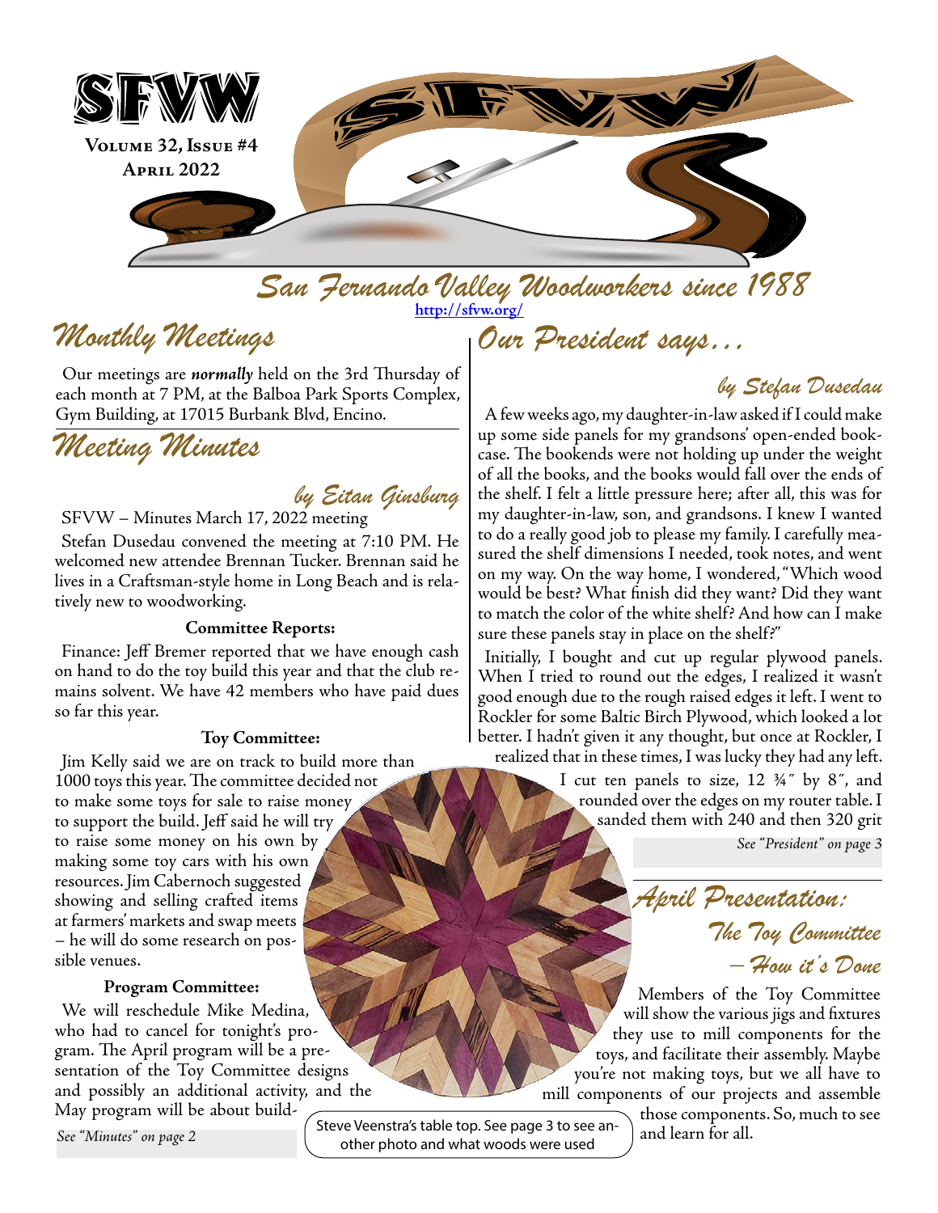# SFVW

**Volume 32, Issue #4**
**April 2022**

*San Fernando Valley Woodworkers since 1988*

http://sfvw.org/

## Monthly Meetings

Our meetings are ***normally*** held on the 3rd Thursday of each month at 7 PM, at the Balboa Park Sports Complex, Gym Building, at 17015 Burbank Blvd, Encino.

## Meeting Minutes

*by Eitan Ginsburg*

SFVW – Minutes March 17, 2022 meeting

Stefan Dusedau convened the meeting at 7:10 PM. He welcomed new attendee Brennan Tucker. Brennan said he lives in a Craftsman-style home in Long Beach and is relatively new to woodworking.

**Committee Reports:**

Finance: Jeff Bremer reported that we have enough cash on hand to do the toy build this year and that the club remains solvent. We have 42 members who have paid dues so far this year.

**Toy Committee:**

Jim Kelly said we are on track to build more than 1000 toys this year. The committee decided not to make some toys for sale to raise money to support the build. Jeff said he will try to raise some money on his own by making some toy cars with his own resources. Jim Cabernoch suggested showing and selling crafted items at farmers' markets and swap meets – he will do some research on possible venues.

**Program Committee:**

We will reschedule Mike Medina, who had to cancel for tonight's program. The April program will be a presentation of the Toy Committee designs and possibly an additional activity, and the May program will be about build-

*See "Minutes" on page 2*

## Our President says…

*by Stefan Dusedau*

A few weeks ago, my daughter-in-law asked if I could make up some side panels for my grandsons' open-ended bookcase. The bookends were not holding up under the weight of all the books, and the books would fall over the ends of the shelf. I felt a little pressure here; after all, this was for my daughter-in-law, son, and grandsons. I knew I wanted to do a really good job to please my family. I carefully measured the shelf dimensions I needed, took notes, and went on my way. On the way home, I wondered, "Which wood would be best? What finish did they want? Did they want to match the color of the white shelf? And how can I make sure these panels stay in place on the shelf?"

Initially, I bought and cut up regular plywood panels. When I tried to round out the edges, I realized it wasn't good enough due to the rough raised edges it left. I went to Rockler for some Baltic Birch Plywood, which looked a lot better. I hadn't given it any thought, but once at Rockler, I realized that in these times, I was lucky they had any left.

I cut ten panels to size, 12 ¾″ by 8″, and rounded over the edges on my router table. I sanded them with 240 and then 320 grit

*See "President" on page 3*

## April Presentation: The Toy Committee – How it's Done

Members of the Toy Committee will show the various jigs and fixtures they use to mill components for the toys, and facilitate their assembly. Maybe you're not making toys, but we all have to mill components of our projects and assemble those components. So, much to see and learn for all.

Steve Veenstra's table top. See page 3 to see another photo and what woods were used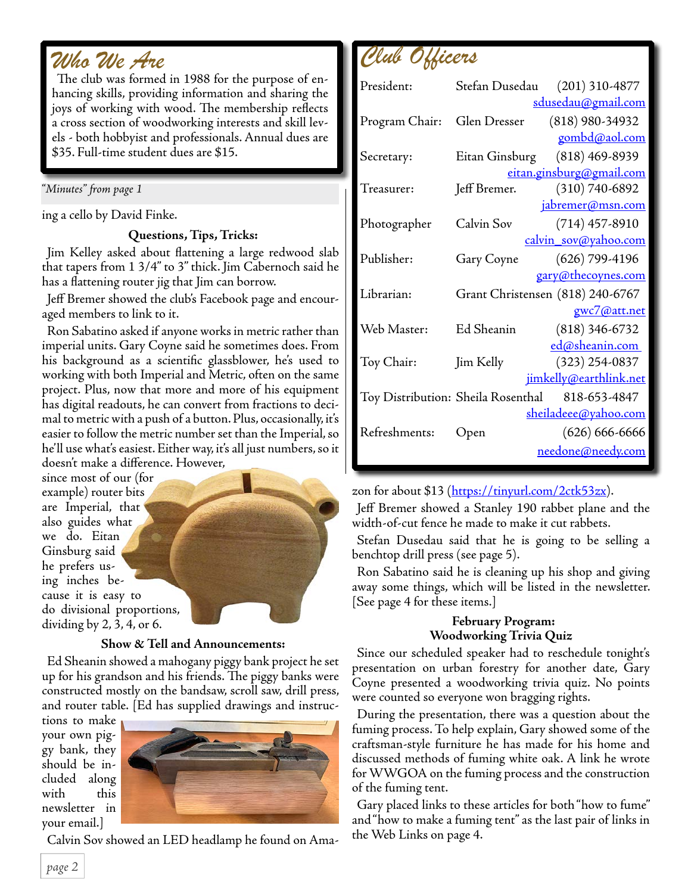## Who We Are

The club was formed in 1988 for the purpose of enhancing skills, providing information and sharing the joys of working with wood. The membership reflects a cross section of woodworking interests and skill levels - both hobbyist and professionals. Annual dues are $35. Full-time student dues are $15.

## Club Officers

| | | | |
|---|---|---|---|
| President: | Stefan Dusedau | (201) 310-4877 | sdusedau@gmail.com |
| Program Chair: | Glen Dresser | (818) 980-34932 | gombd@aol.com |
| Secretary: | Eitan Ginsburg | (818) 469-8939 | eitan.ginsburg@gmail.com |
| Treasurer: | Jeff Bremer. | (310) 740-6892 | jabremer@msn.com |
| Photographer | Calvin Sov | (714) 457-8910 | calvin_sov@yahoo.com |
| Publisher: | Gary Coyne | (626) 799-4196 | gary@thecoynes.com |
| Librarian: | Grant Christensen | (818) 240-6767 | gwc7@att.net |
| Web Master: | Ed Sheanin | (818) 346-6732 | ed@sheanin.com |
| Toy Chair: | Jim Kelly | (323) 254-0837 | jimkelly@earthlink.net |
| Toy Distribution: | Sheila Rosenthal | 818-653-4847 | sheiladeee@yahoo.com |
| Refreshments: | Open | (626) 666-6666 | needone@needy.com |

*"Minutes" from page 1*

ing a cello by David Finke.

**Questions, Tips, Tricks:**

Jim Kelley asked about flattening a large redwood slab that tapers from 1 3/4" to 3" thick. Jim Cabernoch said he has a flattening router jig that Jim can borrow.

Jeff Bremer showed the club's Facebook page and encouraged members to link to it.

Ron Sabatino asked if anyone works in metric rather than imperial units. Gary Coyne said he sometimes does. From his background as a scientific glassblower, he's used to working with both Imperial and Metric, often on the same project. Plus, now that more and more of his equipment has digital readouts, he can convert from fractions to decimal to metric with a push of a button. Plus, occasionally, it's easier to follow the metric number set than the Imperial, so he'll use what's easiest. Either way, it's all just numbers, so it doesn't make a difference. However, since most of our (for example) router bits are Imperial, that also guides what we do. Eitan Ginsburg said he prefers using inches because it is easy to do divisional proportions, dividing by 2, 3, 4, or 6.

**Show & Tell and Announcements:**

Ed Sheanin showed a mahogany piggy bank project he set up for his grandson and his friends. The piggy banks were constructed mostly on the bandsaw, scroll saw, drill press, and router table. [Ed has supplied drawings and instructions to make your own piggy bank, they should be included along with this newsletter in your email.]

Calvin Sov showed an LED headlamp he found on Amazon for about $13 (https://tinyurl.com/2ctk53zx).

Jeff Bremer showed a Stanley 190 rabbet plane and the width-of-cut fence he made to make it cut rabbets.

Stefan Dusedau said that he is going to be selling a benchtop drill press (see page 5).

Ron Sabatino said he is cleaning up his shop and giving away some things, which will be listed in the newsletter. [See page 4 for these items.]

**February Program:
Woodworking Trivia Quiz**

Since our scheduled speaker had to reschedule tonight's presentation on urban forestry for another date, Gary Coyne presented a woodworking trivia quiz. No points were counted so everyone won bragging rights.

During the presentation, there was a question about the fuming process. To help explain, Gary showed some of the craftsman-style furniture he has made for his home and discussed methods of fuming white oak. A link he wrote for WWGOA on the fuming process and the construction of the fuming tent.

Gary placed links to these articles for both "how to fume" and "how to make a fuming tent" as the last pair of links in the Web Links on page 4.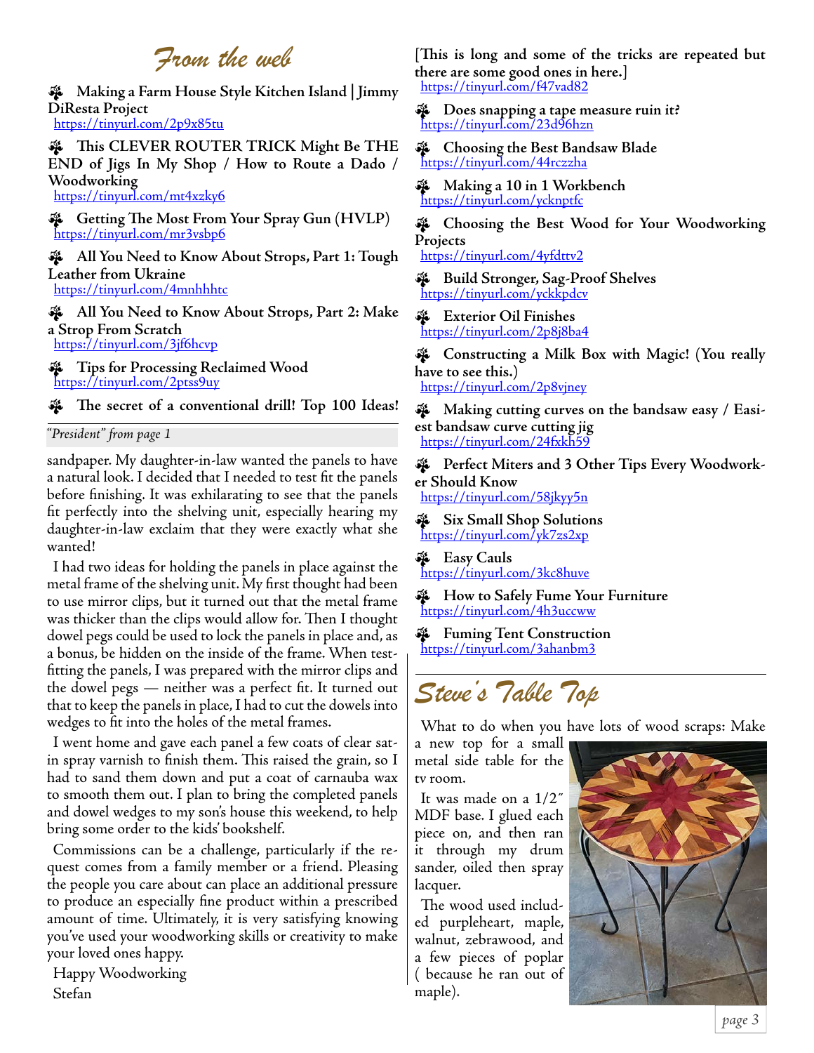# From the web

- **Making a Farm House Style Kitchen Island | Jimmy DiResta Project**
  https://tinyurl.com/2p9x85tu
- **This CLEVER ROUTER TRICK Might Be THE END of Jigs In My Shop / How to Route a Dado / Woodworking**
  https://tinyurl.com/mt4xzky6
- **Getting The Most From Your Spray Gun (HVLP)**
  https://tinyurl.com/mr3vsbp6
- **All You Need to Know About Strops, Part 1: Tough Leather from Ukraine**
  https://tinyurl.com/4mnhhhtc
- **All You Need to Know About Strops, Part 2: Make a Strop From Scratch**
  https://tinyurl.com/3jf6hcvp
- **Tips for Processing Reclaimed Wood**
  https://tinyurl.com/2ptss9uy
- **The secret of a conventional drill! Top 100 Ideas!**
  **[This is long and some of the tricks are repeated but there are some good ones in here.]**
  https://tinyurl.com/f47vad82
- **Does snapping a tape measure ruin it?**
  https://tinyurl.com/23d96hzn
- **Choosing the Best Bandsaw Blade**
  https://tinyurl.com/44rczzha
- **Making a 10 in 1 Workbench**
  https://tinyurl.com/ycknptfc
- **Choosing the Best Wood for Your Woodworking Projects**
  https://tinyurl.com/4yfdttv2
- **Build Stronger, Sag-Proof Shelves**
  https://tinyurl.com/yckkpdcv
- **Exterior Oil Finishes**
  https://tinyurl.com/2p8j8ba4
- **Constructing a Milk Box with Magic! (You really have to see this.)**
  https://tinyurl.com/2p8vjney
- **Making cutting curves on the bandsaw easy / Easiest bandsaw curve cutting jig**
  https://tinyurl.com/24fxkh59
- **Perfect Miters and 3 Other Tips Every Woodworker Should Know**
  https://tinyurl.com/58jkyy5n
- **Six Small Shop Solutions**
  https://tinyurl.com/yk7zs2xp
- **Easy Cauls**
  https://tinyurl.com/3kc8huve
- **How to Safely Fume Your Furniture**
  https://tinyurl.com/4h3uccww
- **Fuming Tent Construction**
  https://tinyurl.com/3ahanbm3

*"President" from page 1*

sandpaper. My daughter-in-law wanted the panels to have a natural look. I decided that I needed to test fit the panels before finishing. It was exhilarating to see that the panels fit perfectly into the shelving unit, especially hearing my daughter-in-law exclaim that they were exactly what she wanted!

I had two ideas for holding the panels in place against the metal frame of the shelving unit. My first thought had been to use mirror clips, but it turned out that the metal frame was thicker than the clips would allow for. Then I thought dowel pegs could be used to lock the panels in place and, as a bonus, be hidden on the inside of the frame. When test-fitting the panels, I was prepared with the mirror clips and the dowel pegs — neither was a perfect fit. It turned out that to keep the panels in place, I had to cut the dowels into wedges to fit into the holes of the metal frames.

I went home and gave each panel a few coats of clear satin spray varnish to finish them. This raised the grain, so I had to sand them down and put a coat of carnauba wax to smooth them out. I plan to bring the completed panels and dowel wedges to my son's house this weekend, to help bring some order to the kids' bookshelf.

Commissions can be a challenge, particularly if the request comes from a family member or a friend. Pleasing the people you care about can place an additional pressure to produce an especially fine product within a prescribed amount of time. Ultimately, it is very satisfying knowing you've used your woodworking skills or creativity to make your loved ones happy.

Happy Woodworking

Stefan

# Steve's Table Top

What to do when you have lots of wood scraps: Make a new top for a small metal side table for the tv room.

It was made on a 1/2″ MDF base. I glued each piece on, and then ran it through my drum sander, oiled then spray lacquer.

The wood used included purpleheart, maple, walnut, zebrawood, and a few pieces of poplar ( because he ran out of maple).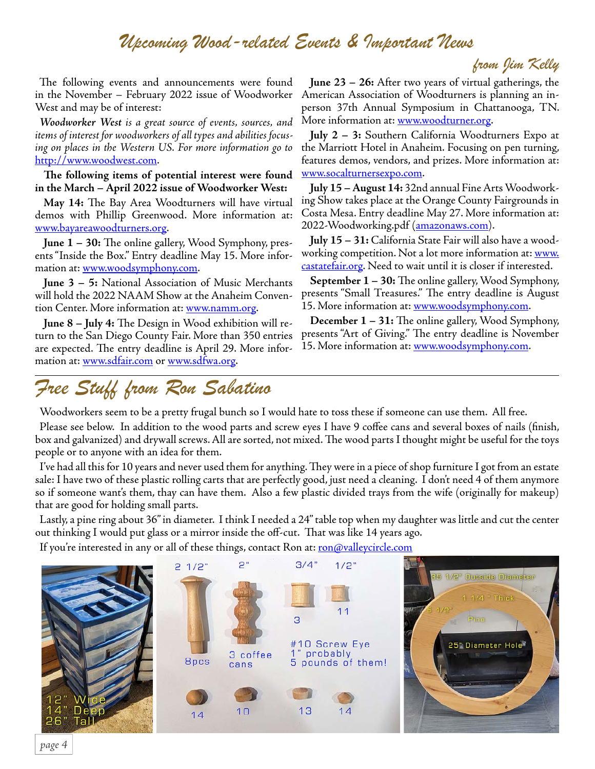# Upcoming Wood-related Events & Important News

*from Jim Kelly*

The following events and announcements were found in the November – February 2022 issue of Woodworker West and may be of interest:

***Woodworker West** is a great source of events, sources, and items of interest for woodworkers of all types and abilities focusing on places in the Western US. For more information go to* http://www.woodwest.com.

**The following items of potential interest were found in the March – April 2022 issue of Woodworker West:**

**May 14:** The Bay Area Woodturners will have virtual demos with Phillip Greenwood. More information at: www.bayareawoodturners.org.

**June 1 – 30:** The online gallery, Wood Symphony, presents "Inside the Box." Entry deadline May 15. More information at: www.woodsymphony.com.

**June 3 – 5:** National Association of Music Merchants will hold the 2022 NAAM Show at the Anaheim Convention Center. More information at: www.namm.org.

**June 8 – July 4:** The Design in Wood exhibition will return to the San Diego County Fair. More than 350 entries are expected. The entry deadline is April 29. More information at: www.sdfair.com or www.sdfwa.org.

**June 23 – 26:** After two years of virtual gatherings, the American Association of Woodturners is planning an in-person 37th Annual Symposium in Chattanooga, TN. More information at: www.woodturner.org.

**July 2 – 3:** Southern California Woodturners Expo at the Marriott Hotel in Anaheim. Focusing on pen turning, features demos, vendors, and prizes. More information at: www.socalturnersexpo.com.

**July 15 – August 14:** 32nd annual Fine Arts Woodworking Show takes place at the Orange County Fairgrounds in Costa Mesa. Entry deadline May 27. More information at: 2022-Woodworking.pdf (amazonaws.com).

**July 15 – 31:** California State Fair will also have a woodworking competition. Not a lot more information at: www.castatefair.org. Need to wait until it is closer if interested.

**September 1 – 30:** The online gallery, Wood Symphony, presents "Small Treasures." The entry deadline is August 15. More information at: www.woodsymphony.com.

**December 1 – 31:** The online gallery, Wood Symphony, presents "Art of Giving." The entry deadline is November 15. More information at: www.woodsymphony.com.

# Free Stuff from Ron Sabatino

Woodworkers seem to be a pretty frugal bunch so I would hate to toss these if someone can use them. All free.

Please see below. In addition to the wood parts and screw eyes I have 9 coffee cans and several boxes of nails (finish, box and galvanized) and drywall screws. All are sorted, not mixed. The wood parts I thought might be useful for the toys people or to anyone with an idea for them.

I've had all this for 10 years and never used them for anything. They were in a piece of shop furniture I got from an estate sale: I have two of these plastic rolling carts that are perfectly good, just need a cleaning. I don't need 4 of them anymore so if someone want's them, thay can have them. Also a few plastic divided trays from the wife (originally for makeup) that are good for holding small parts.

Lastly, a pine ring about 36" in diameter. I think I needed a 24" table top when my daughter was little and cut the center out thinking I would put glass or a mirror inside the off-cut. That was like 14 years ago.

If you're interested in any or all of these things, contact Ron at: ron@valleycircle.com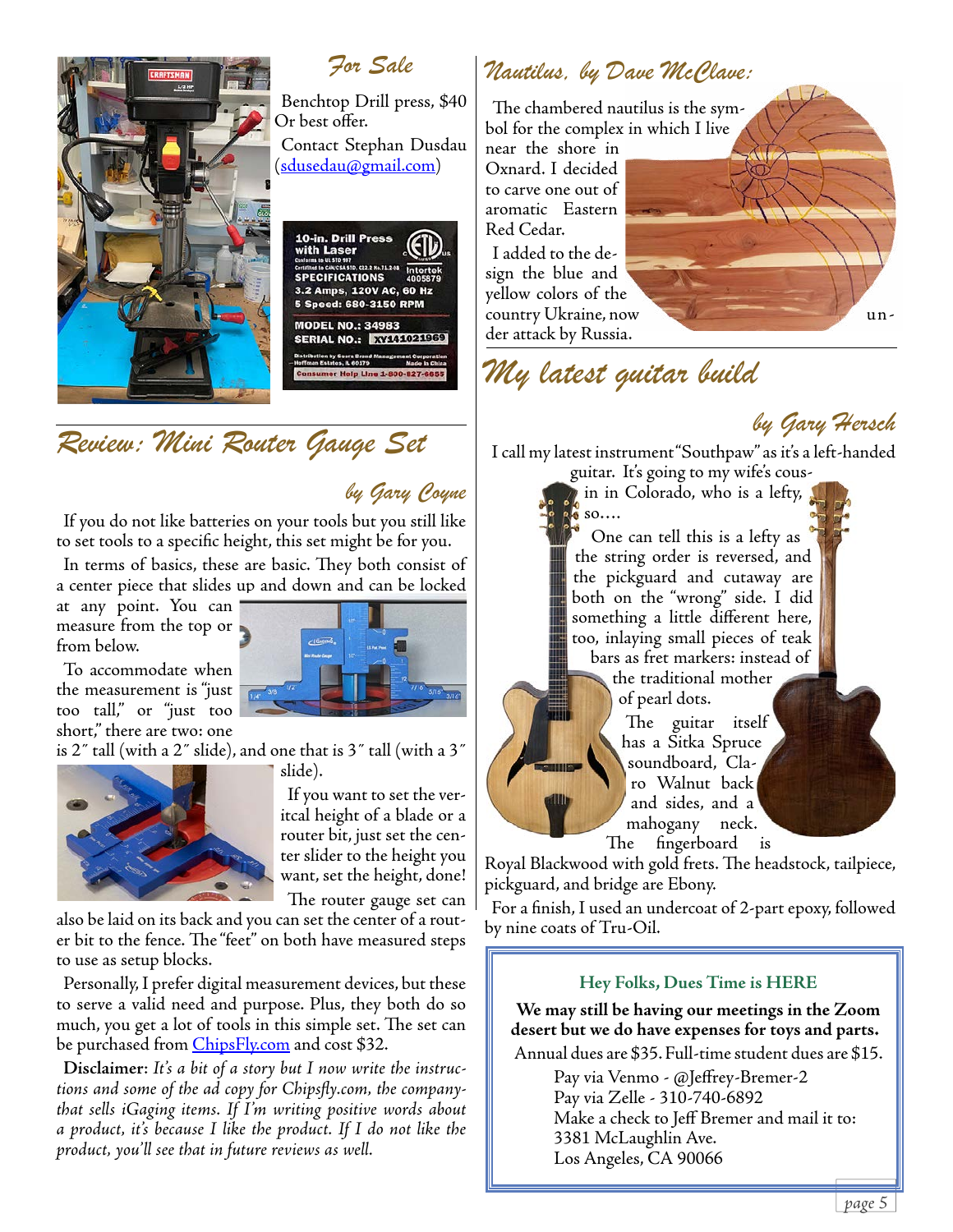## For Sale

Benchtop Drill press, $40
Or best offer.

Contact Stephan Dusdau (sdusedau@gmail.com)

10-in. Drill Press with Laser
Conforms to UL STD 987
Certified to CAN/CSA STD. C22.2 No.71.2-08
SPECIFICATIONS
Intertek 4005879
3.2 Amps, 120V AC, 60 Hz
5 Speed: 680-3150 RPM
MODEL NO.: 34983
SERIAL NO.: XY141021969
Distribution by Sears Brand Management Corporation
Hoffman Estates, IL 60179
Made in China
Consumer Help Line 1-800-827-6655

## Review: Mini Router Gauge Set

*by Gary Coyne*

If you do not like batteries on your tools but you still like to set tools to a specific height, this set might be for you.

In terms of basics, these are basic. They both consist of a center piece that slides up and down and can be locked at any point. You can measure from the top or from below.

To accommodate when the measurement is "just too tall," or "just too short," there are two: one is 2″ tall (with a 2″ slide), and one that is 3″ tall (with a 3″ slide).

If you want to set the vertical height of a blade or a router bit, just set the center slider to the height you want, set the height, done!

The router gauge set can also be laid on its back and you can set the center of a router bit to the fence. The "feet" on both have measured steps to use as setup blocks.

Personally, I prefer digital measurement devices, but these to serve a valid need and purpose. Plus, they both do so much, you get a lot of tools in this simple set. The set can be purchased from ChipsFly.com and cost $32.

**Disclaimer**: *It's a bit of a story but I now write the instructions and some of the ad copy for Chipsfly.com, the company that sells iGaging items. If I'm writing positive words about a product, it's because I like the product. If I do not like the product, you'll see that in future reviews as well.*

## Nautilus, by Dave McClave:

The chambered nautilus is the symbol for the complex in which I live near the shore in Oxnard. I decided to carve one out of aromatic Eastern Red Cedar.

I added to the design the blue and yellow colors of the country Ukraine, now under attack by Russia.

## My latest guitar build

*by Gary Hersch*

I call my latest instrument "Southpaw" as it's a left-handed guitar. It's going to my wife's cousin in Colorado, who is a lefty, so….

One can tell this is a lefty as the string order is reversed, and the pickguard and cutaway are both on the "wrong" side. I did something a little different here, too, inlaying small pieces of teak bars as fret markers: instead of the traditional mother of pearl dots.

The guitar itself has a Sitka Spruce soundboard, Claro Walnut back and sides, and a mahogany neck. The fingerboard is Royal Blackwood with gold frets. The headstock, tailpiece, pickguard, and bridge are Ebony.

For a finish, I used an undercoat of 2-part epoxy, followed by nine coats of Tru-Oil.

### Hey Folks, Dues Time is HERE

**We may still be having our meetings in the Zoom desert but we do have expenses for toys and parts.**

Annual dues are $35. Full-time student dues are $15.

Pay via Venmo - @Jeffrey-Bremer-2
Pay via Zelle - 310-740-6892
Make a check to Jeff Bremer and mail it to:
3381 McLaughlin Ave.
Los Angeles, CA 90066